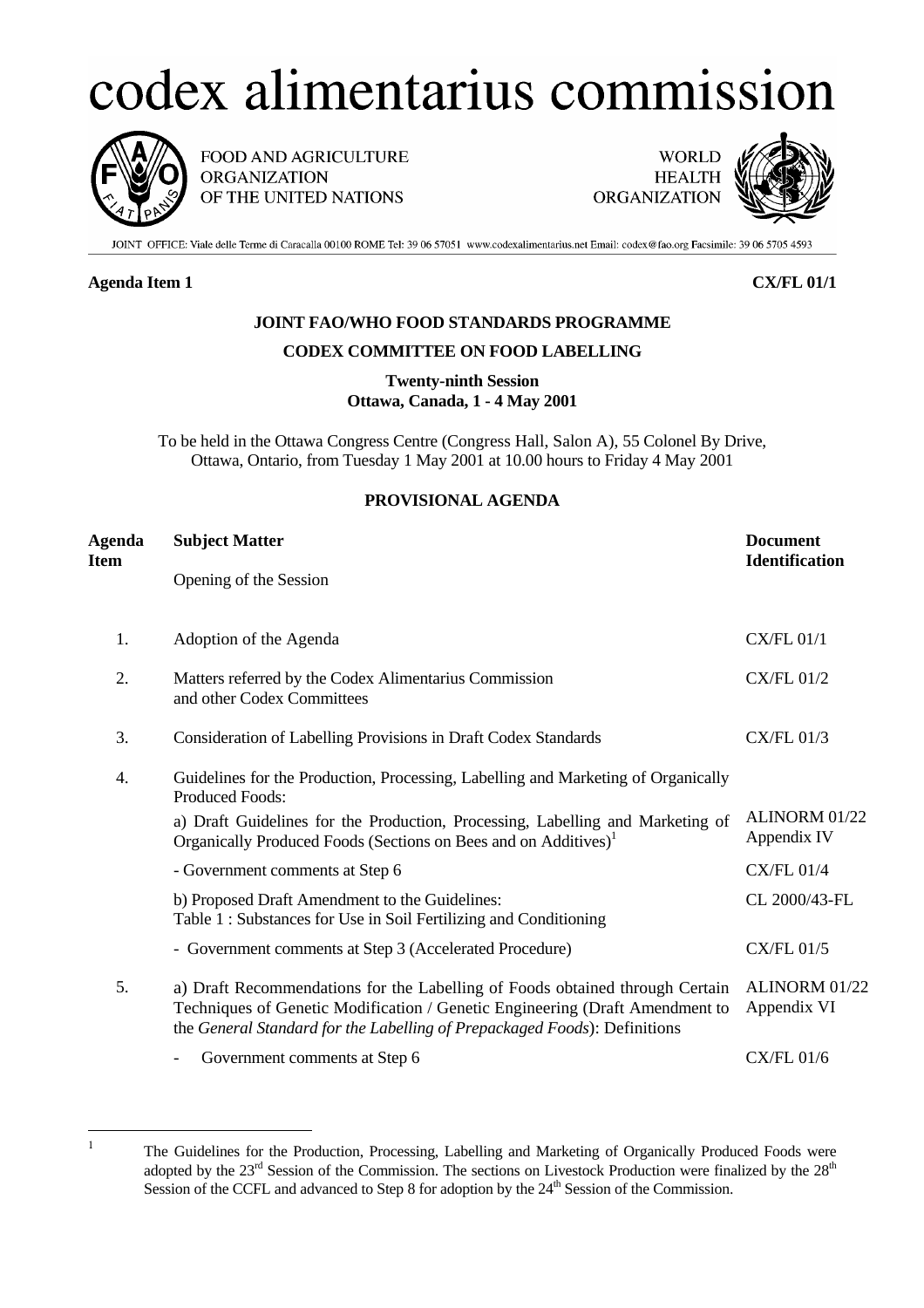# codex alimentarius commission

FOOD AND AGRICULTURE ORGANIZATION OF THE UNITED NATIONS

WORLD HEALTH ORGANIZATION

JOINT OFFICE: Viale delle Terme di Caracalla 00100 ROME Tel: 39 06 57051 www.codexalimentarius.net Email: codex@fao.org Facsimile: 39 06 5705 4593

**Agenda Item 1** **CX/FL 01/1**

**JOINT FAO/WHO FOOD STANDARDS PROGRAMME**

**CODEX COMMITTEE ON FOOD LABELLING**

**Twenty-ninth Session**
**Ottawa, Canada, 1 - 4 May 2001**

To be held in the Ottawa Congress Centre (Congress Hall, Salon A), 55 Colonel By Drive, Ottawa, Ontario, from Tuesday 1 May 2001 at 10.00 hours to Friday 4 May 2001

**PROVISIONAL AGENDA**

| Agenda Item | Subject Matter | Document Identification |
|---|---|---|
| | Opening of the Session | |
| 1. | Adoption of the Agenda | CX/FL 01/1 |
| 2. | Matters referred by the Codex Alimentarius Commission and other Codex Committees | CX/FL 01/2 |
| 3. | Consideration of Labelling Provisions in Draft Codex Standards | CX/FL 01/3 |
| 4. | Guidelines for the Production, Processing, Labelling and Marketing of Organically Produced Foods: | |
| | a) Draft Guidelines for the Production, Processing, Labelling and Marketing of Organically Produced Foods (Sections on Bees and on Additives)[1] | ALINORM 01/22 Appendix IV |
| | - Government comments at Step 6 | CX/FL 01/4 |
| | b) Proposed Draft Amendment to the Guidelines: Table 1 : Substances for Use in Soil Fertilizing and Conditioning | CL 2000/43-FL |
| | - Government comments at Step 3 (Accelerated Procedure) | CX/FL 01/5 |
| 5. | a) Draft Recommendations for the Labelling of Foods obtained through Certain Techniques of Genetic Modification / Genetic Engineering (Draft Amendment to the *General Standard for the Labelling of Prepackaged Foods*): Definitions | ALINORM 01/22 Appendix VI |
| | - Government comments at Step 6 | CX/FL 01/6 |

[1] The Guidelines for the Production, Processing, Labelling and Marketing of Organically Produced Foods were adopted by the 23rd Session of the Commission. The sections on Livestock Production were finalized by the 28th Session of the CCFL and advanced to Step 8 for adoption by the 24th Session of the Commission.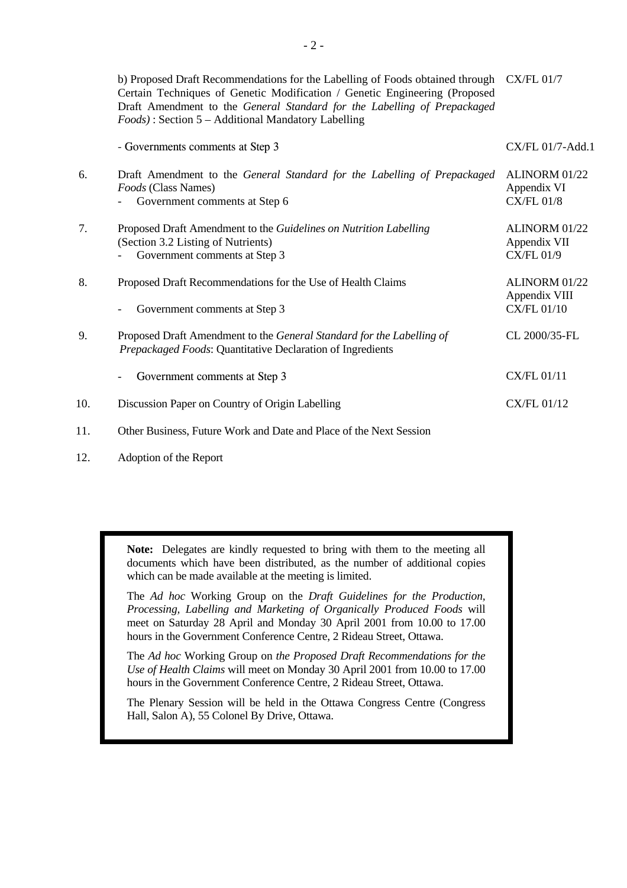| | | |
|---|---|---|
| | b) Proposed Draft Recommendations for the Labelling of Foods obtained through Certain Techniques of Genetic Modification / Genetic Engineering (Proposed Draft Amendment to the *General Standard for the Labelling of Prepackaged Foods)* : Section 5 – Additional Mandatory Labelling | CX/FL 01/7 |
| | - Governments comments at Step 3 | CX/FL 01/7-Add.1 |
| 6. | Draft Amendment to the *General Standard for the Labelling of Prepackaged Foods* (Class Names)<br>- Government comments at Step 6 | ALINORM 01/22 Appendix VI<br>CX/FL 01/8 |
| 7. | Proposed Draft Amendment to the *Guidelines on Nutrition Labelling* (Section 3.2 Listing of Nutrients)<br>- Government comments at Step 3 | ALINORM 01/22 Appendix VII<br>CX/FL 01/9 |
| 8. | Proposed Draft Recommendations for the Use of Health Claims<br>- Government comments at Step 3 | ALINORM 01/22 Appendix VIII<br>CX/FL 01/10 |
| 9. | Proposed Draft Amendment to the *General Standard for the Labelling of Prepackaged Foods*: Quantitative Declaration of Ingredients | CL 2000/35-FL |
| | - Government comments at Step 3 | CX/FL 01/11 |
| 10. | Discussion Paper on Country of Origin Labelling | CX/FL 01/12 |
| 11. | Other Business, Future Work and Date and Place of the Next Session | |
| 12. | Adoption of the Report | |

**Note:** Delegates are kindly requested to bring with them to the meeting all documents which have been distributed, as the number of additional copies which can be made available at the meeting is limited.

The *Ad hoc* Working Group on the *Draft Guidelines for the Production, Processing, Labelling and Marketing of Organically Produced Foods* will meet on Saturday 28 April and Monday 30 April 2001 from 10.00 to 17.00 hours in the Government Conference Centre, 2 Rideau Street, Ottawa.

The *Ad hoc* Working Group on *the Proposed Draft Recommendations for the Use of Health Claims* will meet on Monday 30 April 2001 from 10.00 to 17.00 hours in the Government Conference Centre, 2 Rideau Street, Ottawa.

The Plenary Session will be held in the Ottawa Congress Centre (Congress Hall, Salon A), 55 Colonel By Drive, Ottawa.